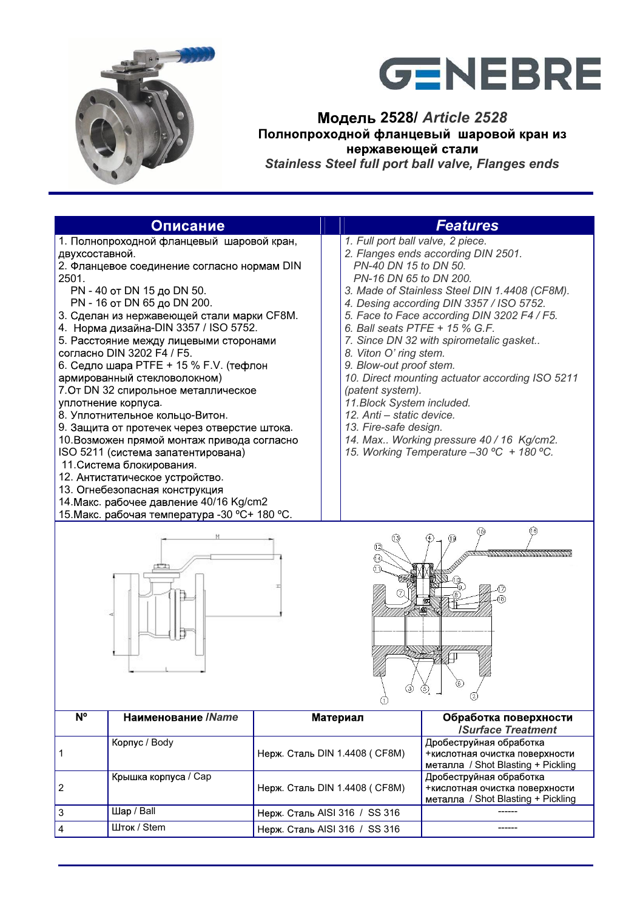GENEBRE

## Модель 2528/ *Article 2528*

### Полнопроходной фланцевый шаровой кран из нержавеющей стали

### *Stainless Steel full port ball valve, Flanges ends*

| Описание | *Features* |
|---|---|
| 1. Полнопроходной фланцевый шаровой кран, двухсоставной.<br>2. Фланцевое соединение согласно нормам DIN 2501.<br>PN - 40 от DN 15 до DN 50.<br>PN - 16 от DN 65 до DN 200.<br>3. Сделан из нержавеющей стали марки CF8M.<br>4. Норма дизайна-DIN 3357 / ISO 5752.<br>5. Расстояние между лицевыми сторонами согласно DIN 3202 F4 / F5.<br>6. Седло шара PTFE + 15 % F.V. (тефлон армированный стекловолокном)<br>7.От DN 32 спирольное металлическое уплотнение корпуса.<br>8. Уплотнительное кольцо-Витон.<br>9. Защита от протечек через отверстие штока.<br>10.Возможен прямой монтаж привода согласно ISO 5211 (система запатентирована)<br>11.Система блокирования.<br>12. Антистатическое устройство.<br>13. Огнебезопасная конструкция<br>14.Макс. рабочее давление 40/16 Kg/cm2<br>15.Макс. рабочая температура -30 ºC+ 180 ºC. | *1. Full port ball valve, 2 piece.<br>2. Flanges ends according DIN 2501.<br>PN-40 DN 15 to DN 50.<br>PN-16 DN 65 to DN 200.<br>3. Made of Stainless Steel DIN 1.4408 (CF8M).<br>4. Desing according DIN 3357 / ISO 5752.<br>5. Face to Face according DIN 3202 F4 / F5.<br>6. Ball seats PTFE + 15 % G.F.<br>7. Since DN 32 with spirometalic gasket..<br>8. Viton O' ring stem.<br>9. Blow-out proof stem.<br>10. Direct mounting actuator according ISO 5211 (patent system).<br>11.Block System included.<br>12. Anti – static device.<br>13. Fire-safe design.<br>14. Max.. Working pressure 40 / 16 Kg/cm2.<br>15. Working Temperature –30 ºC + 180 ºC.* |

| Nº | Наименование /*Name* | Материал | Обработка поверхности /*Surface Treatment* |
|---|---|---|---|
| 1 | Корпус / Body | Нерж. Сталь DIN 1.4408 ( CF8M) | Дробеструйная обработка +кислотная очистка поверхности металла / Shot Blasting + Pickling |
| 2 | Крышка корпуса / Cap | Нерж. Сталь DIN 1.4408 ( CF8M) | Дробеструйная обработка +кислотная очистка поверхности металла / Shot Blasting + Pickling |
| 3 | Шар / Ball | Нерж. Сталь AISI 316 / SS 316 | ------ |
| 4 | Шток / Stem | Нерж. Сталь AISI 316 / SS 316 | ------ |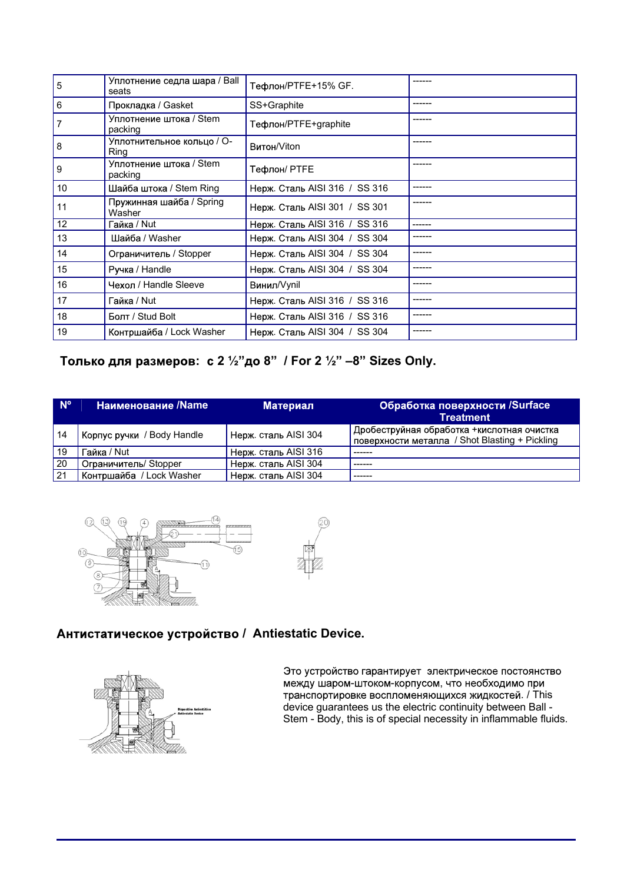| | | | |
|---|---|---|---|
| 5 | Уплотнение седла шара / Ball seats | Тефлон/PTFE+15% GF. | ------ |
| 6 | Прокладка / Gasket | SS+Graphite | ------ |
| 7 | Уплотнение штока / Stem packing | Тефлон/PTFE+graphite | ------ |
| 8 | Уплотнительное кольцо / O-Ring | Витон/Viton | ------ |
| 9 | Уплотнение штока / Stem packing | Тефлон/ PTFE | ------ |
| 10 | Шайба штока / Stem Ring | Нерж. Сталь AISI 316 / SS 316 | ------ |
| 11 | Пружинная шайба / Spring Washer | Нерж. Сталь AISI 301 / SS 301 | ------ |
| 12 | Гайка / Nut | Нерж. Сталь AISI 316 / SS 316 | ------ |
| 13 | Шайба / Washer | Нерж. Сталь AISI 304 / SS 304 | ------ |
| 14 | Ограничитель / Stopper | Нерж. Сталь AISI 304 / SS 304 | ------ |
| 15 | Ручка / Handle | Нерж. Сталь AISI 304 / SS 304 | ------ |
| 16 | Чехол / Handle Sleeve | Винил/Vynil | ------ |
| 17 | Гайка / Nut | Нерж. Сталь AISI 316 / SS 316 | ------ |
| 18 | Болт / Stud Bolt | Нерж. Сталь AISI 316 / SS 316 | ------ |
| 19 | Контршайба / Lock Washer | Нерж. Сталь AISI 304 / SS 304 | ------ |

**Только для размеров: с 2 ½"до 8" / For 2 ½" –8" Sizes Only.**

| Nº | Наименование /Name | Материал | Обработка поверхности /Surface Treatment |
|---|---|---|---|
| 14 | Корпус ручки / Body Handle | Нерж. сталь AISI 304 | Дробеструйная обработка +кислотная очистка поверхности металла / Shot Blasting + Pickling |
| 19 | Гайка / Nut | Нерж. сталь AISI 316 | ------ |
| 20 | Ограничитель/ Stopper | Нерж. сталь AISI 304 | ------ |
| 21 | Контршайба / Lock Washer | Нерж. сталь AISI 304 | ------ |

## Антистатическое устройство / Antiestatic Device.

Это устройство гарантирует электрическое постоянство между шаром-штоком-корпусом, что необходимо при транспортировке воспломеняющихся жидкостей. / This device guarantees us the electric continuity between Ball - Stem - Body, this is of special necessity in inflammable fluids.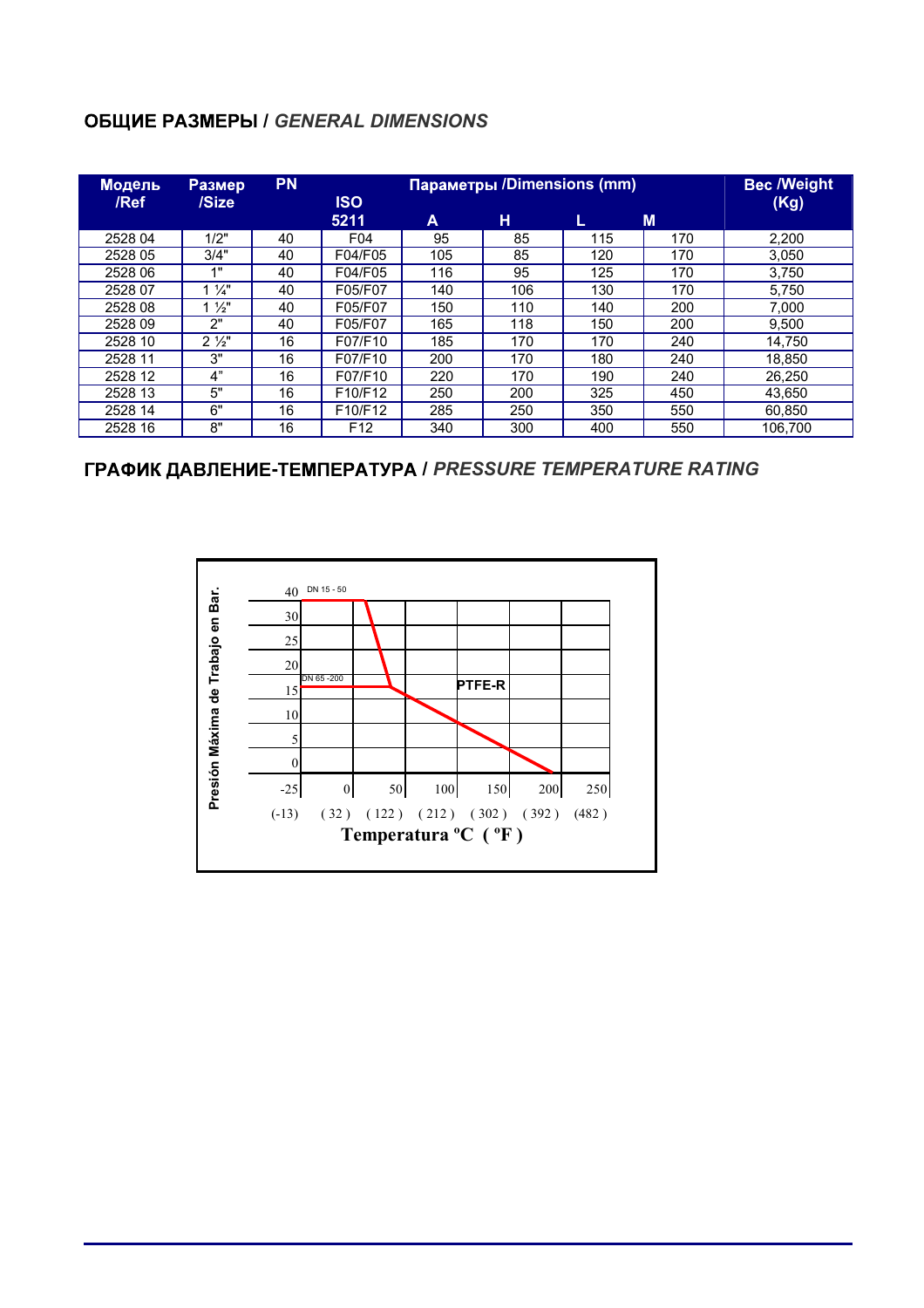## ОБЩИЕ РАЗМЕРЫ / *GENERAL DIMENSIONS*

| Модель /Ref | Размер /Size | PN | ISO 5211 | Параметры /Dimensions (mm) | | | | Вес /Weight (Kg) |
|---|---|---|---|---|---|---|---|---|
| | | | | A | H | L | M | |
| 2528 04 | 1/2" | 40 | F04 | 95 | 85 | 115 | 170 | 2,200 |
| 2528 05 | 3/4" | 40 | F04/F05 | 105 | 85 | 120 | 170 | 3,050 |
| 2528 06 | 1" | 40 | F04/F05 | 116 | 95 | 125 | 170 | 3,750 |
| 2528 07 | 1 ¼" | 40 | F05/F07 | 140 | 106 | 130 | 170 | 5,750 |
| 2528 08 | 1 ½" | 40 | F05/F07 | 150 | 110 | 140 | 200 | 7,000 |
| 2528 09 | 2" | 40 | F05/F07 | 165 | 118 | 150 | 200 | 9,500 |
| 2528 10 | 2 ½" | 16 | F07/F10 | 185 | 170 | 170 | 240 | 14,750 |
| 2528 11 | 3" | 16 | F07/F10 | 200 | 170 | 180 | 240 | 18,850 |
| 2528 12 | 4" | 16 | F07/F10 | 220 | 170 | 190 | 240 | 26,250 |
| 2528 13 | 5" | 16 | F10/F12 | 250 | 200 | 325 | 450 | 43,650 |
| 2528 14 | 6" | 16 | F10/F12 | 285 | 250 | 350 | 550 | 60,850 |
| 2528 16 | 8" | 16 | F12 | 340 | 300 | 400 | 550 | 106,700 |

## ГРАФИК ДАВЛЕНИЕ-ТЕМПЕРАТУРА / *PRESSURE TEMPERATURE RATING*

Presión Máxima de Trabajo en Bar.

40 30 25 20 15 10 5 0

DN 15 - 50

DN 65 -200

PTFE-R

-25 0 50 100 150 200 250

(-13) ( 32 ) ( 122 ) ( 212 ) ( 302 ) ( 392 ) (482 )

Temperatura ºC ( ºF )